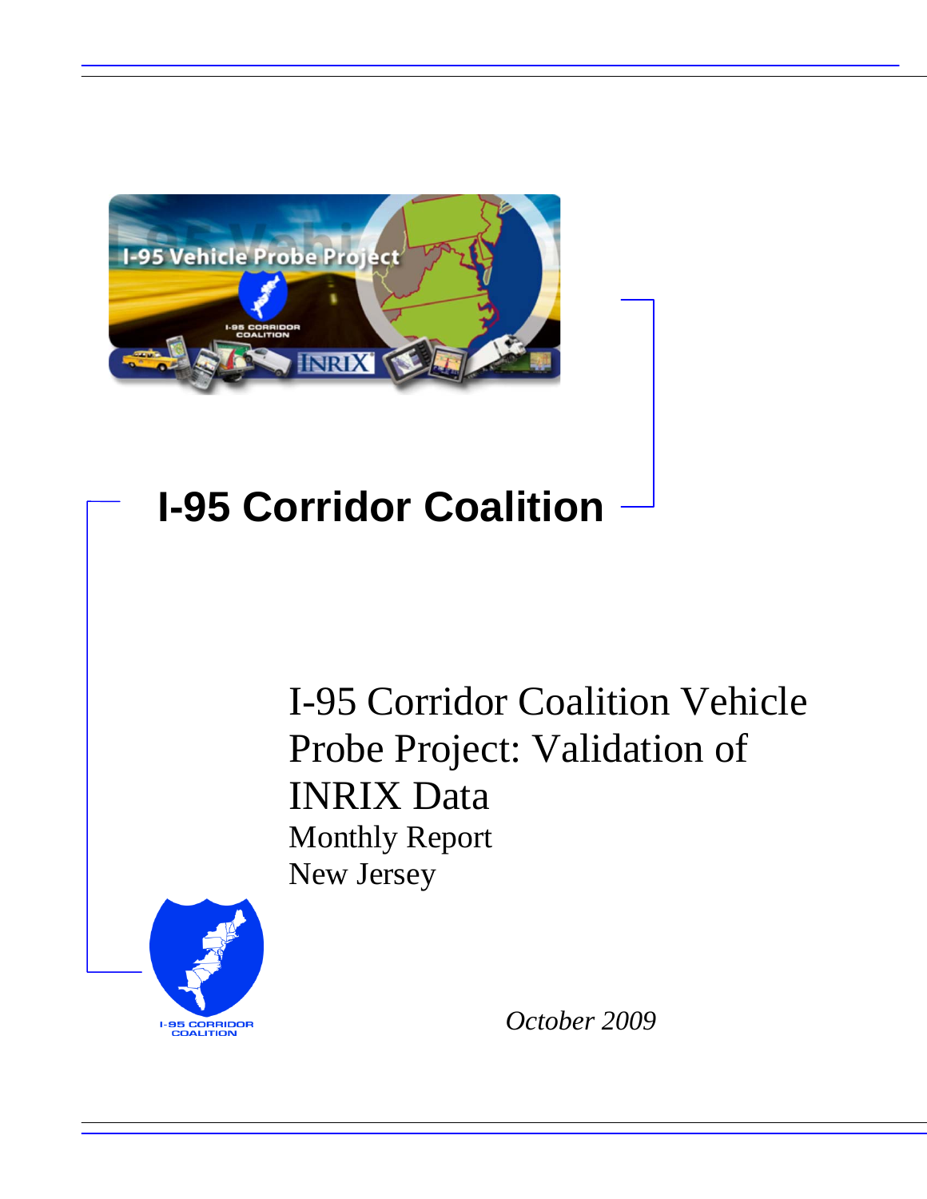# I-95 Corridor Coalition

## I-95 Corridor Coalition Vehicle Probe Project: Validation of INRIX Data

Monthly Report

New Jersey

*October 2009*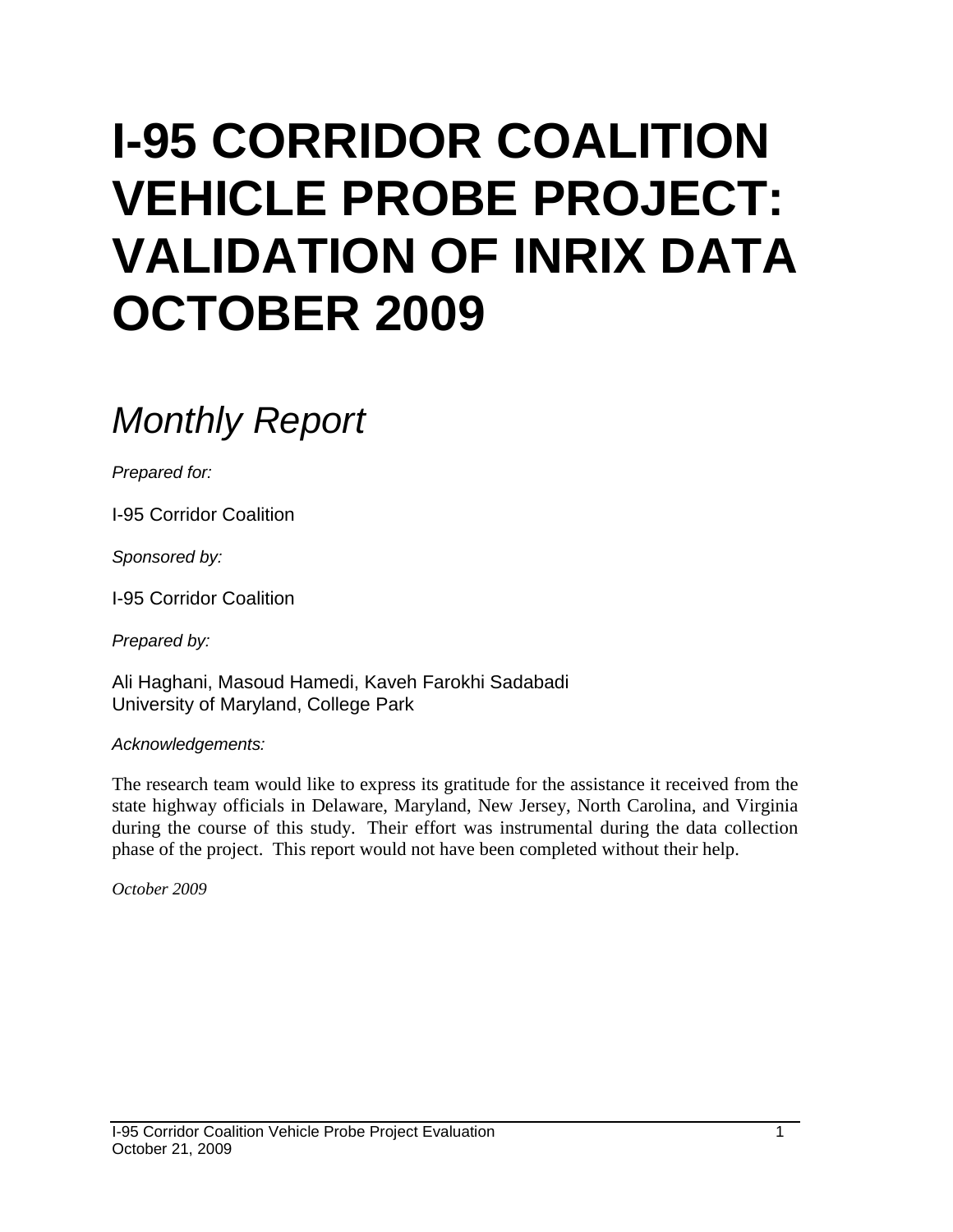# I-95 CORRIDOR COALITION VEHICLE PROBE PROJECT: VALIDATION OF INRIX DATA OCTOBER 2009

## *Monthly Report*

*Prepared for:*

I-95 Corridor Coalition

*Sponsored by:*

I-95 Corridor Coalition

*Prepared by:*

Ali Haghani, Masoud Hamedi, Kaveh Farokhi Sadabadi
University of Maryland, College Park

*Acknowledgements:*

The research team would like to express its gratitude for the assistance it received from the state highway officials in Delaware, Maryland, New Jersey, North Carolina, and Virginia during the course of this study. Their effort was instrumental during the data collection phase of the project. This report would not have been completed without their help.

*October 2009*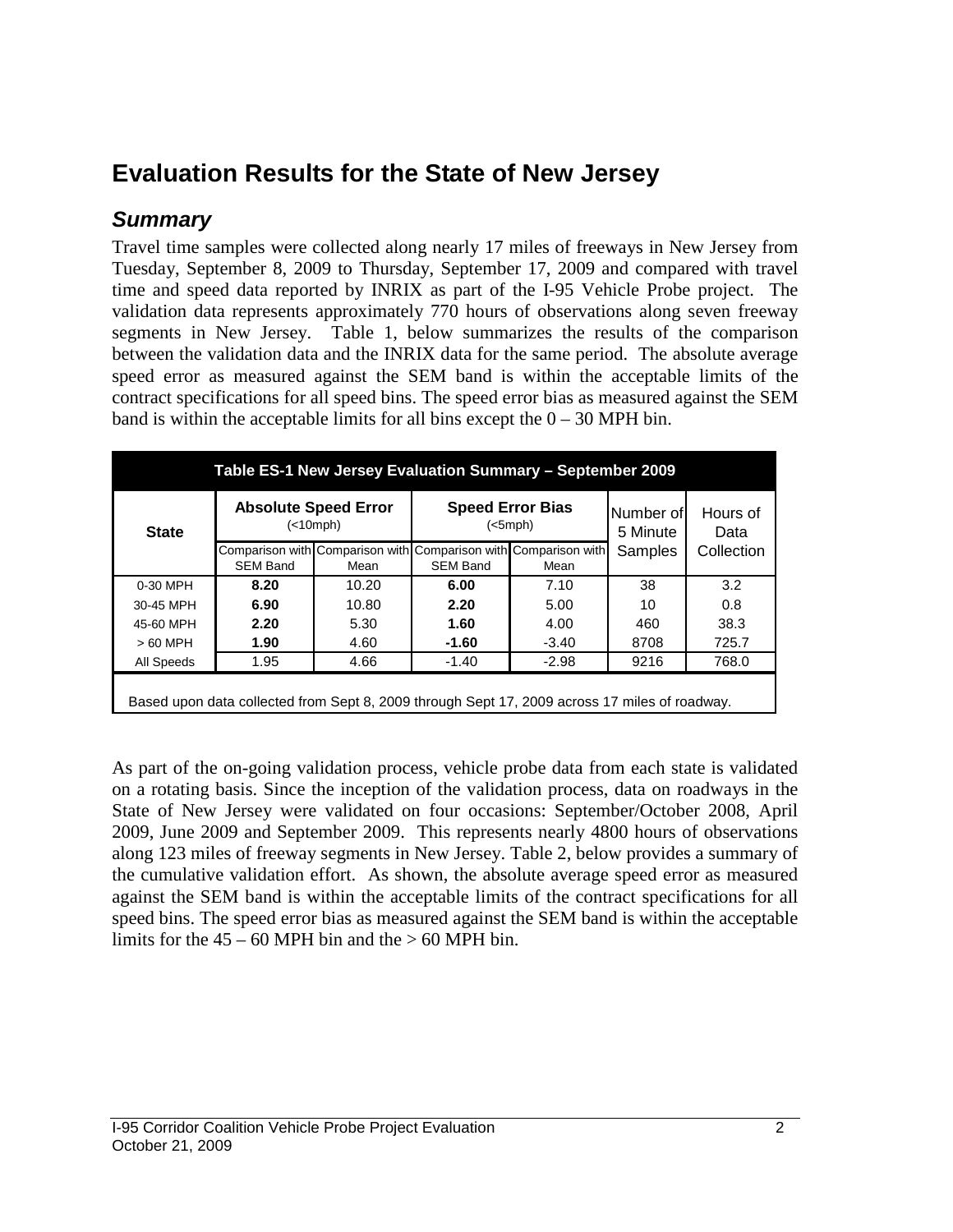# Evaluation Results for the State of New Jersey

## *Summary*

Travel time samples were collected along nearly 17 miles of freeways in New Jersey from Tuesday, September 8, 2009 to Thursday, September 17, 2009 and compared with travel time and speed data reported by INRIX as part of the I-95 Vehicle Probe project. The validation data represents approximately 770 hours of observations along seven freeway segments in New Jersey. Table 1, below summarizes the results of the comparison between the validation data and the INRIX data for the same period. The absolute average speed error as measured against the SEM band is within the acceptable limits of the contract specifications for all speed bins. The speed error bias as measured against the SEM band is within the acceptable limits for all bins except the 0 – 30 MPH bin.

**Table ES-1 New Jersey Evaluation Summary – September 2009**

| State | Absolute Speed Error (<10mph) | | Speed Error Bias (<5mph) | | Number of 5 Minute Samples | Hours of Data Collection |
|---|---|---|---|---|---|---|
| | Comparison with SEM Band | Comparison with Mean | Comparison with SEM Band | Comparison with Mean | | |
| 0-30 MPH | **8.20** | 10.20 | **6.00** | 7.10 | 38 | 3.2 |
| 30-45 MPH | **6.90** | 10.80 | **2.20** | 5.00 | 10 | 0.8 |
| 45-60 MPH | **2.20** | 5.30 | **1.60** | 4.00 | 460 | 38.3 |
| > 60 MPH | **1.90** | 4.60 | **-1.60** | -3.40 | 8708 | 725.7 |
| All Speeds | 1.95 | 4.66 | -1.40 | -2.98 | 9216 | 768.0 |

Based upon data collected from Sept 8, 2009 through Sept 17, 2009 across 17 miles of roadway.

As part of the on-going validation process, vehicle probe data from each state is validated on a rotating basis. Since the inception of the validation process, data on roadways in the State of New Jersey were validated on four occasions: September/October 2008, April 2009, June 2009 and September 2009. This represents nearly 4800 hours of observations along 123 miles of freeway segments in New Jersey. Table 2, below provides a summary of the cumulative validation effort. As shown, the absolute average speed error as measured against the SEM band is within the acceptable limits of the contract specifications for all speed bins. The speed error bias as measured against the SEM band is within the acceptable limits for the 45 – 60 MPH bin and the > 60 MPH bin.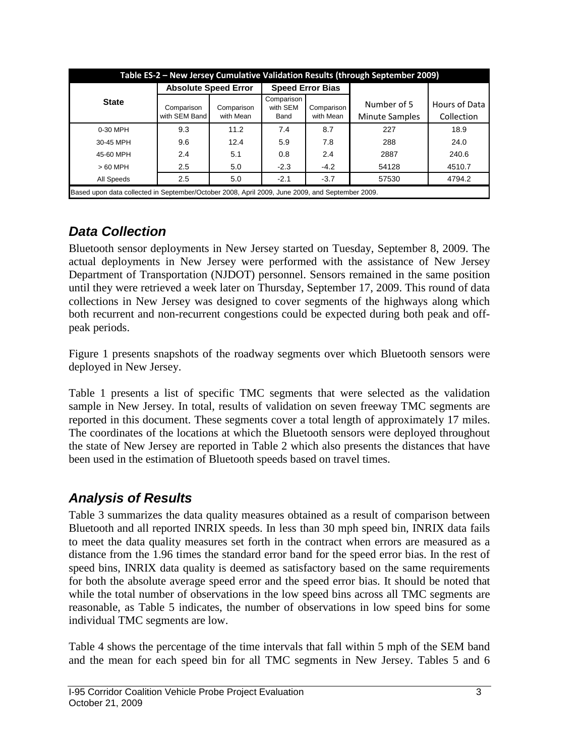| Table ES-2 – New Jersey Cumulative Validation Results (through September 2009) | | | | | | |
|---|---|---|---|---|---|---|
| State | Absolute Speed Error | | Speed Error Bias | | Number of 5 Minute Samples | Hours of Data Collection |
| | Comparison with SEM Band | Comparison with Mean | Comparison with SEM Band | Comparison with Mean | | |
| 0-30 MPH | 9.3 | 11.2 | 7.4 | 8.7 | 227 | 18.9 |
| 30-45 MPH | 9.6 | 12.4 | 5.9 | 7.8 | 288 | 24.0 |
| 45-60 MPH | 2.4 | 5.1 | 0.8 | 2.4 | 2887 | 240.6 |
| > 60 MPH | 2.5 | 5.0 | -2.3 | -4.2 | 54128 | 4510.7 |
| All Speeds | 2.5 | 5.0 | -2.1 | -3.7 | 57530 | 4794.2 |

Based upon data collected in September/October 2008, April 2009, June 2009, and September 2009.

## *Data Collection*

Bluetooth sensor deployments in New Jersey started on Tuesday, September 8, 2009. The actual deployments in New Jersey were performed with the assistance of New Jersey Department of Transportation (NJDOT) personnel. Sensors remained in the same position until they were retrieved a week later on Thursday, September 17, 2009. This round of data collections in New Jersey was designed to cover segments of the highways along which both recurrent and non-recurrent congestions could be expected during both peak and off-peak periods.

Figure 1 presents snapshots of the roadway segments over which Bluetooth sensors were deployed in New Jersey.

Table 1 presents a list of specific TMC segments that were selected as the validation sample in New Jersey. In total, results of validation on seven freeway TMC segments are reported in this document. These segments cover a total length of approximately 17 miles. The coordinates of the locations at which the Bluetooth sensors were deployed throughout the state of New Jersey are reported in Table 2 which also presents the distances that have been used in the estimation of Bluetooth speeds based on travel times.

## *Analysis of Results*

Table 3 summarizes the data quality measures obtained as a result of comparison between Bluetooth and all reported INRIX speeds. In less than 30 mph speed bin, INRIX data fails to meet the data quality measures set forth in the contract when errors are measured as a distance from the 1.96 times the standard error band for the speed error bias. In the rest of speed bins, INRIX data quality is deemed as satisfactory based on the same requirements for both the absolute average speed error and the speed error bias. It should be noted that while the total number of observations in the low speed bins across all TMC segments are reasonable, as Table 5 indicates, the number of observations in low speed bins for some individual TMC segments are low.

Table 4 shows the percentage of the time intervals that fall within 5 mph of the SEM band and the mean for each speed bin for all TMC segments in New Jersey. Tables 5 and 6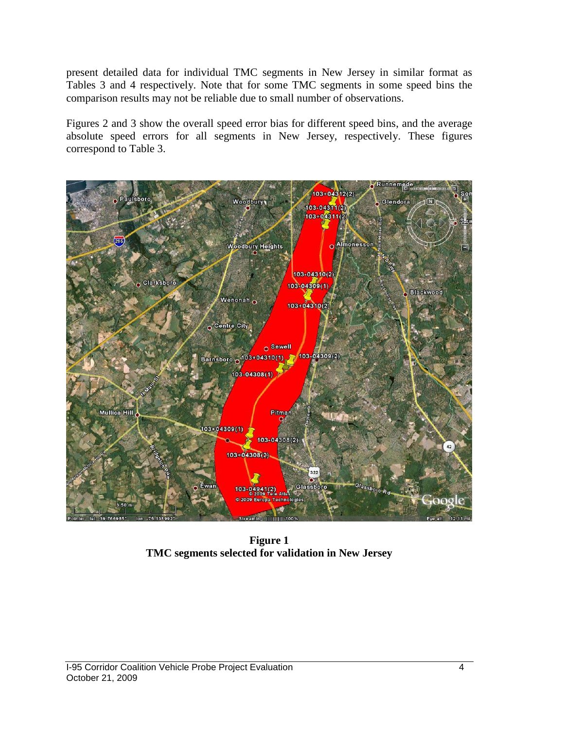present detailed data for individual TMC segments in New Jersey in similar format as Tables 3 and 4 respectively. Note that for some TMC segments in some speed bins the comparison results may not be reliable due to small number of observations.

Figures 2 and 3 show the overall speed error bias for different speed bins, and the average absolute speed errors for all segments in New Jersey, respectively. These figures correspond to Table 3.

**Figure 1**
**TMC segments selected for validation in New Jersey**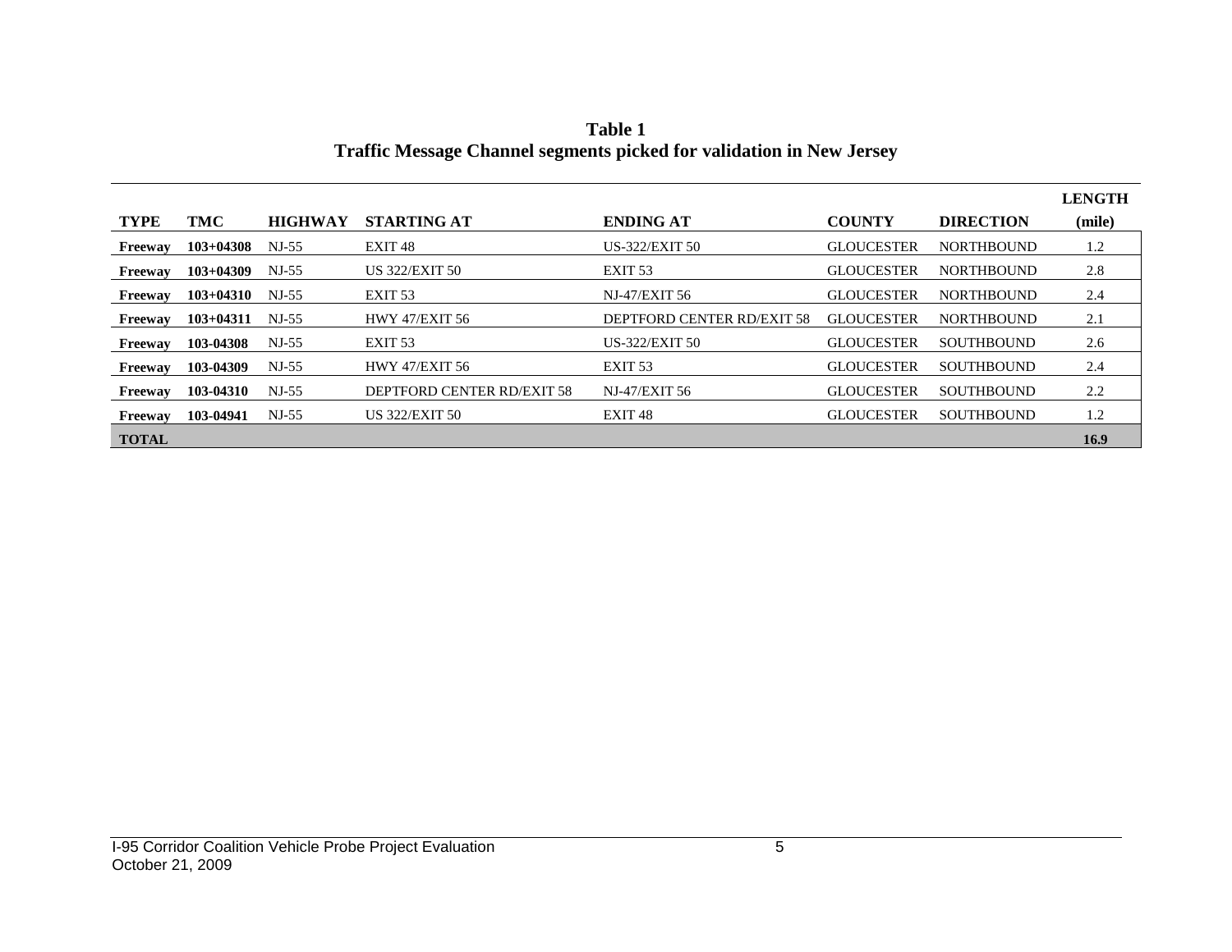**Table 1**
**Traffic Message Channel segments picked for validation in New Jersey**

| TYPE | TMC | HIGHWAY | STARTING AT | ENDING AT | COUNTY | DIRECTION | LENGTH (mile) |
|---|---|---|---|---|---|---|---|
| **Freeway** | **103+04308** | NJ-55 | EXIT 48 | US-322/EXIT 50 | GLOUCESTER | NORTHBOUND | 1.2 |
| **Freeway** | **103+04309** | NJ-55 | US 322/EXIT 50 | EXIT 53 | GLOUCESTER | NORTHBOUND | 2.8 |
| **Freeway** | **103+04310** | NJ-55 | EXIT 53 | NJ-47/EXIT 56 | GLOUCESTER | NORTHBOUND | 2.4 |
| **Freeway** | **103+04311** | NJ-55 | HWY 47/EXIT 56 | DEPTFORD CENTER RD/EXIT 58 | GLOUCESTER | NORTHBOUND | 2.1 |
| **Freeway** | **103-04308** | NJ-55 | EXIT 53 | US-322/EXIT 50 | GLOUCESTER | SOUTHBOUND | 2.6 |
| **Freeway** | **103-04309** | NJ-55 | HWY 47/EXIT 56 | EXIT 53 | GLOUCESTER | SOUTHBOUND | 2.4 |
| **Freeway** | **103-04310** | NJ-55 | DEPTFORD CENTER RD/EXIT 58 | NJ-47/EXIT 56 | GLOUCESTER | SOUTHBOUND | 2.2 |
| **Freeway** | **103-04941** | NJ-55 | US 322/EXIT 50 | EXIT 48 | GLOUCESTER | SOUTHBOUND | 1.2 |
| **TOTAL** | | | | | | | **16.9** |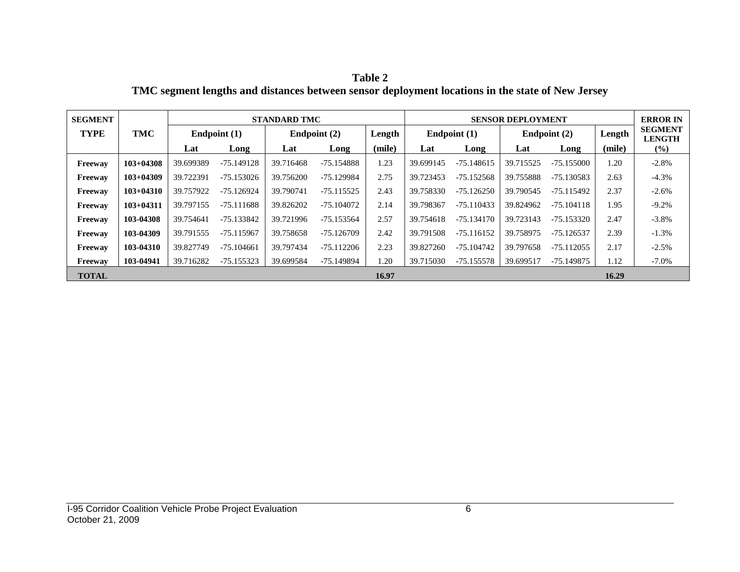**Table 2**
**TMC segment lengths and distances between sensor deployment locations in the state of New Jersey**

| SEGMENT TYPE | TMC | STANDARD TMC | | | | | SENSOR DEPLOYMENT | | | | | ERROR IN SEGMENT LENGTH (%) |
|---|---|---|---|---|---|---|---|---|---|---|---|---|
| | | Endpoint (1) | | Endpoint (2) | | Length (mile) | Endpoint (1) | | Endpoint (2) | | Length (mile) | |
| | | Lat | Long | Lat | Long | | Lat | Long | Lat | Long | | |
| **Freeway** | **103+04308** | 39.699389 | -75.149128 | 39.716468 | -75.154888 | 1.23 | 39.699145 | -75.148615 | 39.715525 | -75.155000 | 1.20 | -2.8% |
| **Freeway** | **103+04309** | 39.722391 | -75.153026 | 39.756200 | -75.129984 | 2.75 | 39.723453 | -75.152568 | 39.755888 | -75.130583 | 2.63 | -4.3% |
| **Freeway** | **103+04310** | 39.757922 | -75.126924 | 39.790741 | -75.115525 | 2.43 | 39.758330 | -75.126250 | 39.790545 | -75.115492 | 2.37 | -2.6% |
| **Freeway** | **103+04311** | 39.797155 | -75.111688 | 39.826202 | -75.104072 | 2.14 | 39.798367 | -75.110433 | 39.824962 | -75.104118 | 1.95 | -9.2% |
| **Freeway** | **103-04308** | 39.754641 | -75.133842 | 39.721996 | -75.153564 | 2.57 | 39.754618 | -75.134170 | 39.723143 | -75.153320 | 2.47 | -3.8% |
| **Freeway** | **103-04309** | 39.791555 | -75.115967 | 39.758658 | -75.126709 | 2.42 | 39.791508 | -75.116152 | 39.758975 | -75.126537 | 2.39 | -1.3% |
| **Freeway** | **103-04310** | 39.827749 | -75.104661 | 39.797434 | -75.112206 | 2.23 | 39.827260 | -75.104742 | 39.797658 | -75.112055 | 2.17 | -2.5% |
| **Freeway** | **103-04941** | 39.716282 | -75.155323 | 39.699584 | -75.149894 | 1.20 | 39.715030 | -75.155578 | 39.699517 | -75.149875 | 1.12 | -7.0% |
| **TOTAL** | | | | | | **16.97** | | | | | **16.29** | |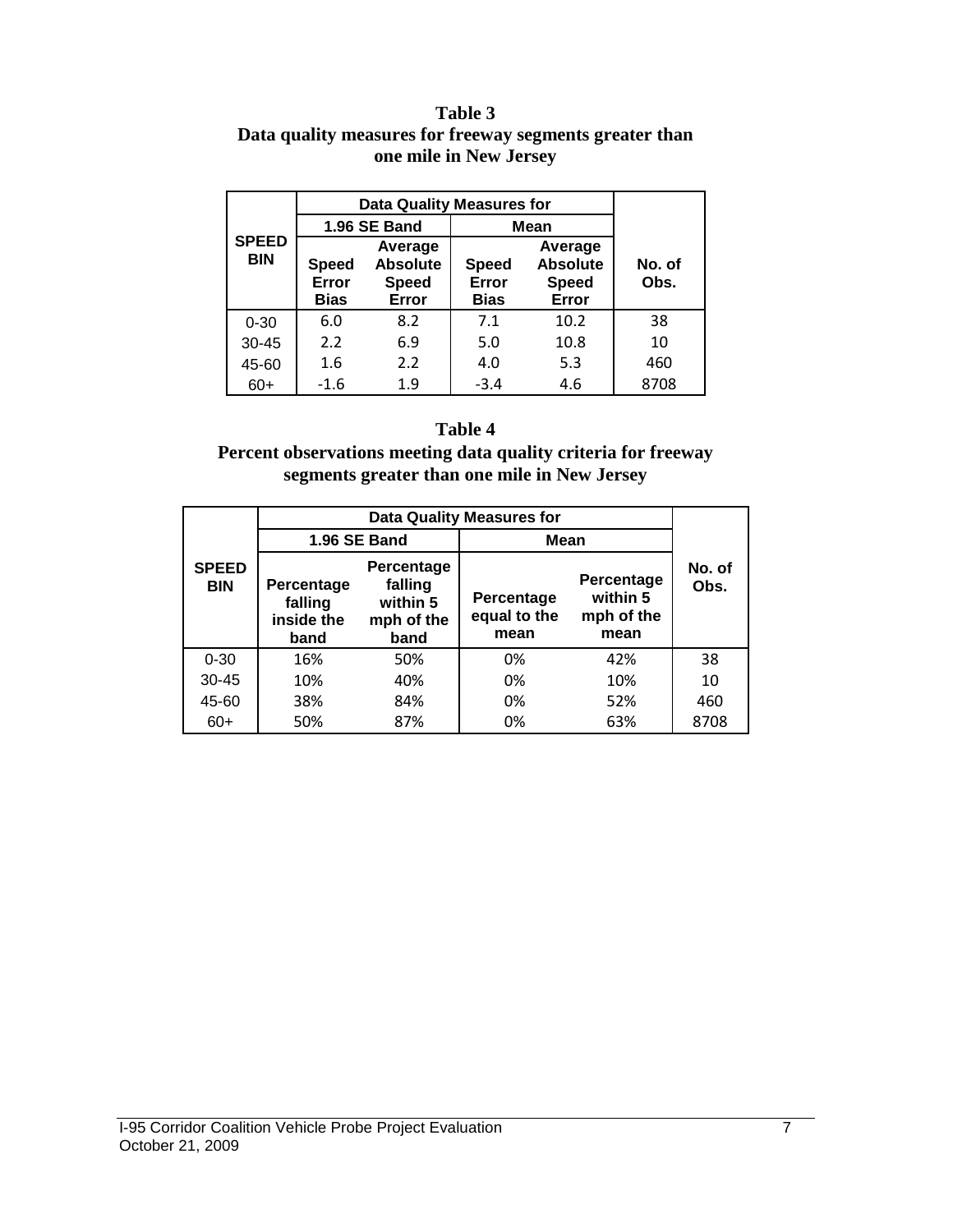**Table 3**
**Data quality measures for freeway segments greater than one mile in New Jersey**

| SPEED BIN | Data Quality Measures for | | | | No. of Obs. |
|---|---|---|---|---|---|
| | 1.96 SE Band | | Mean | | |
| | Speed Error Bias | Average Absolute Speed Error | Speed Error Bias | Average Absolute Speed Error | |
| 0-30 | 6.0 | 8.2 | 7.1 | 10.2 | 38 |
| 30-45 | 2.2 | 6.9 | 5.0 | 10.8 | 10 |
| 45-60 | 1.6 | 2.2 | 4.0 | 5.3 | 460 |
| 60+ | -1.6 | 1.9 | -3.4 | 4.6 | 8708 |

**Table 4**
**Percent observations meeting data quality criteria for freeway segments greater than one mile in New Jersey**

| SPEED BIN | Data Quality Measures for | | | | No. of Obs. |
|---|---|---|---|---|---|
| | 1.96 SE Band | | Mean | | |
| | Percentage falling inside the band | Percentage falling within 5 mph of the band | Percentage equal to the mean | Percentage within 5 mph of the mean | |
| 0-30 | 16% | 50% | 0% | 42% | 38 |
| 30-45 | 10% | 40% | 0% | 10% | 10 |
| 45-60 | 38% | 84% | 0% | 52% | 460 |
| 60+ | 50% | 87% | 0% | 63% | 8708 |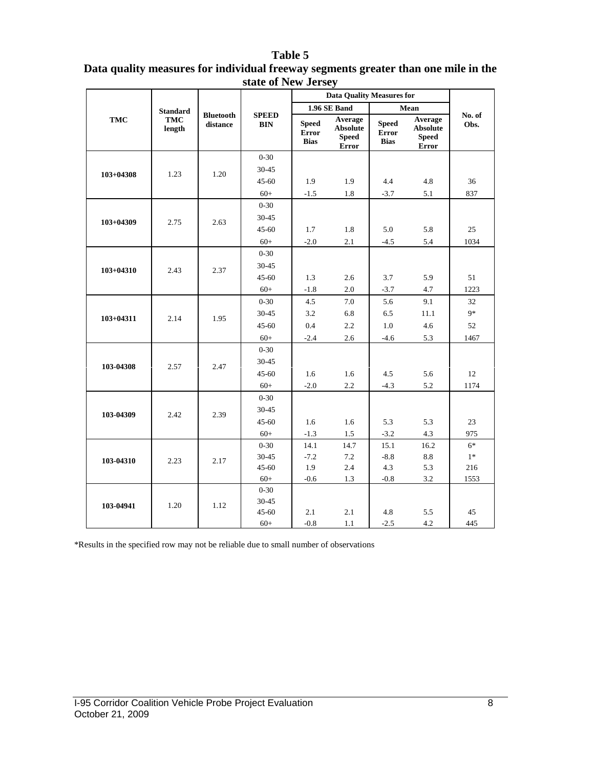**Table 5**
**Data quality measures for individual freeway segments greater than one mile in the state of New Jersey**

| TMC | Standard TMC length | Bluetooth distance | SPEED BIN | Data Quality Measures for | | | | No. of Obs. |
|---|---|---|---|---|---|---|---|---|
| | | | | 1.96 SE Band | | Mean | | |
| | | | | Speed Error Bias | Average Absolute Speed Error | Speed Error Bias | Average Absolute Speed Error | |
| 103+04308 | 1.23 | 1.20 | 0-30 | | | | | |
| | | | 30-45 | | | | | |
| | | | 45-60 | 1.9 | 1.9 | 4.4 | 4.8 | 36 |
| | | | 60+ | -1.5 | 1.8 | -3.7 | 5.1 | 837 |
| 103+04309 | 2.75 | 2.63 | 0-30 | | | | | |
| | | | 30-45 | | | | | |
| | | | 45-60 | 1.7 | 1.8 | 5.0 | 5.8 | 25 |
| | | | 60+ | -2.0 | 2.1 | -4.5 | 5.4 | 1034 |
| 103+04310 | 2.43 | 2.37 | 0-30 | | | | | |
| | | | 30-45 | | | | | |
| | | | 45-60 | 1.3 | 2.6 | 3.7 | 5.9 | 51 |
| | | | 60+ | -1.8 | 2.0 | -3.7 | 4.7 | 1223 |
| 103+04311 | 2.14 | 1.95 | 0-30 | 4.5 | 7.0 | 5.6 | 9.1 | 32 |
| | | | 30-45 | 3.2 | 6.8 | 6.5 | 11.1 | 9* |
| | | | 45-60 | 0.4 | 2.2 | 1.0 | 4.6 | 52 |
| | | | 60+ | -2.4 | 2.6 | -4.6 | 5.3 | 1467 |
| 103-04308 | 2.57 | 2.47 | 0-30 | | | | | |
| | | | 30-45 | | | | | |
| | | | 45-60 | 1.6 | 1.6 | 4.5 | 5.6 | 12 |
| | | | 60+ | -2.0 | 2.2 | -4.3 | 5.2 | 1174 |
| 103-04309 | 2.42 | 2.39 | 0-30 | | | | | |
| | | | 30-45 | | | | | |
| | | | 45-60 | 1.6 | 1.6 | 5.3 | 5.3 | 23 |
| | | | 60+ | -1.3 | 1.5 | -3.2 | 4.3 | 975 |
| 103-04310 | 2.23 | 2.17 | 0-30 | 14.1 | 14.7 | 15.1 | 16.2 | 6* |
| | | | 30-45 | -7.2 | 7.2 | -8.8 | 8.8 | 1* |
| | | | 45-60 | 1.9 | 2.4 | 4.3 | 5.3 | 216 |
| | | | 60+ | -0.6 | 1.3 | -0.8 | 3.2 | 1553 |
| 103-04941 | 1.20 | 1.12 | 0-30 | | | | | |
| | | | 30-45 | | | | | |
| | | | 45-60 | 2.1 | 2.1 | 4.8 | 5.5 | 45 |
| | | | 60+ | -0.8 | 1.1 | -2.5 | 4.2 | 445 |

*Results in the specified row may not be reliable due to small number of observations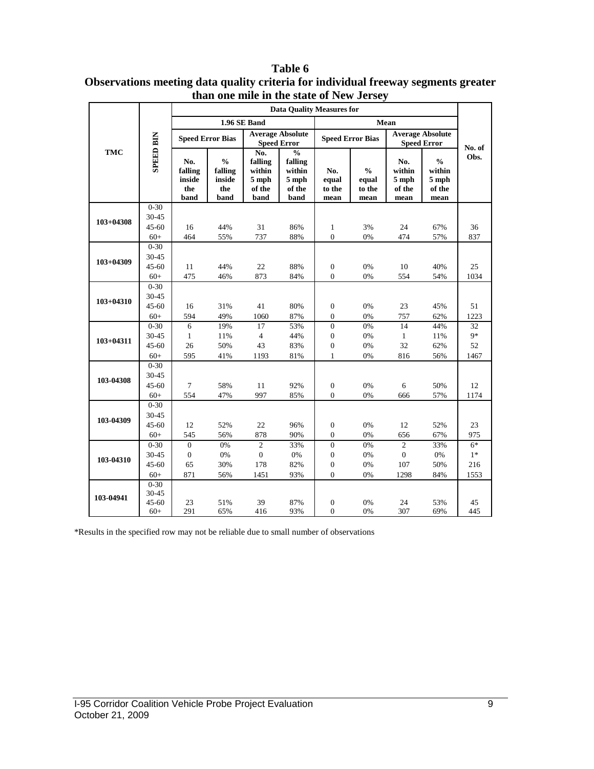**Table 6**
**Observations meeting data quality criteria for individual freeway segments greater than one mile in the state of New Jersey**

| TMC | SPEED BIN | Data Quality Measures for: 1.96 SE Band – Speed Error Bias: No. falling inside the band | 1.96 SE Band – Speed Error Bias: % falling inside the band | 1.96 SE Band – Average Absolute Speed Error: No. falling within 5 mph of the band | 1.96 SE Band – Average Absolute Speed Error: % falling within 5 mph of the band | Mean – Speed Error Bias: No. equal to the mean | Mean – Speed Error Bias: % equal to the mean | Mean – Average Absolute Speed Error: No. within 5 mph of the mean | Mean – Average Absolute Speed Error: % within 5 mph of the mean | No. of Obs. |
|---|---|---|---|---|---|---|---|---|---|---|
| 103+04308 | 0-30 | | | | | | | | | |
| | 30-45 | | | | | | | | | |
| | 45-60 | 16 | 44% | 31 | 86% | 1 | 3% | 24 | 67% | 36 |
| | 60+ | 464 | 55% | 737 | 88% | 0 | 0% | 474 | 57% | 837 |
| 103+04309 | 0-30 | | | | | | | | | |
| | 30-45 | | | | | | | | | |
| | 45-60 | 11 | 44% | 22 | 88% | 0 | 0% | 10 | 40% | 25 |
| | 60+ | 475 | 46% | 873 | 84% | 0 | 0% | 554 | 54% | 1034 |
| 103+04310 | 0-30 | | | | | | | | | |
| | 30-45 | | | | | | | | | |
| | 45-60 | 16 | 31% | 41 | 80% | 0 | 0% | 23 | 45% | 51 |
| | 60+ | 594 | 49% | 1060 | 87% | 0 | 0% | 757 | 62% | 1223 |
| 103+04311 | 0-30 | 6 | 19% | 17 | 53% | 0 | 0% | 14 | 44% | 32 |
| | 30-45 | 1 | 11% | 4 | 44% | 0 | 0% | 1 | 11% | 9* |
| | 45-60 | 26 | 50% | 43 | 83% | 0 | 0% | 32 | 62% | 52 |
| | 60+ | 595 | 41% | 1193 | 81% | 1 | 0% | 816 | 56% | 1467 |
| 103-04308 | 0-30 | | | | | | | | | |
| | 30-45 | | | | | | | | | |
| | 45-60 | 7 | 58% | 11 | 92% | 0 | 0% | 6 | 50% | 12 |
| | 60+ | 554 | 47% | 997 | 85% | 0 | 0% | 666 | 57% | 1174 |
| 103-04309 | 0-30 | | | | | | | | | |
| | 30-45 | | | | | | | | | |
| | 45-60 | 12 | 52% | 22 | 96% | 0 | 0% | 12 | 52% | 23 |
| | 60+ | 545 | 56% | 878 | 90% | 0 | 0% | 656 | 67% | 975 |
| 103-04310 | 0-30 | 0 | 0% | 2 | 33% | 0 | 0% | 2 | 33% | 6* |
| | 30-45 | 0 | 0% | 0 | 0% | 0 | 0% | 0 | 0% | 1* |
| | 45-60 | 65 | 30% | 178 | 82% | 0 | 0% | 107 | 50% | 216 |
| | 60+ | 871 | 56% | 1451 | 93% | 0 | 0% | 1298 | 84% | 1553 |
| 103-04941 | 0-30 | | | | | | | | | |
| | 30-45 | | | | | | | | | |
| | 45-60 | 23 | 51% | 39 | 87% | 0 | 0% | 24 | 53% | 45 |
| | 60+ | 291 | 65% | 416 | 93% | 0 | 0% | 307 | 69% | 445 |

*Results in the specified row may not be reliable due to small number of observations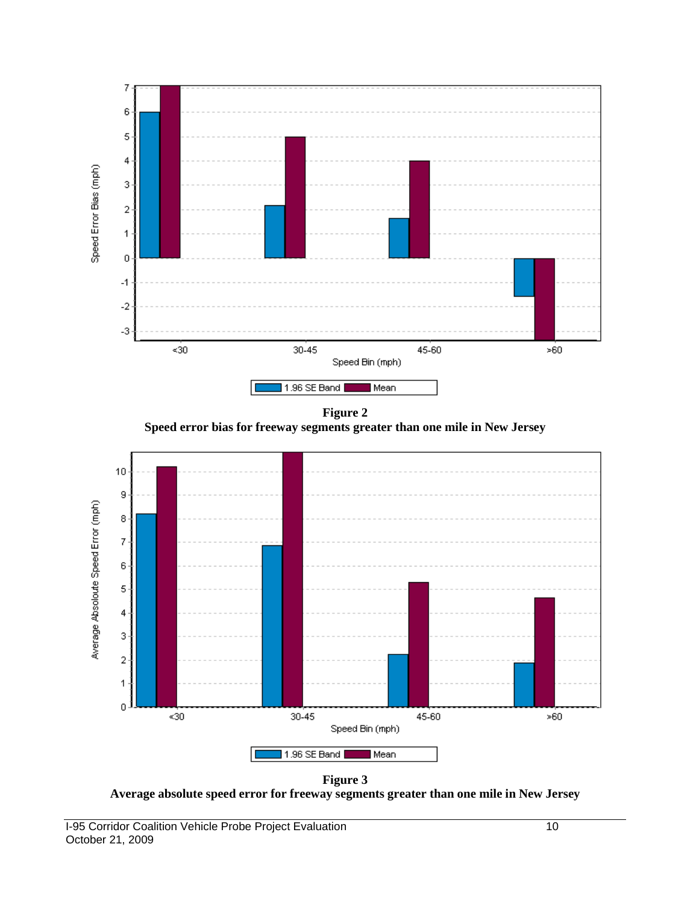Speed Error Bias (mph)

7
6
5
4
3
2
1
0
-1
-2
-3

<30
30-45
45-60
>60

Speed Bin (mph)

1.96 SE Band
Mean

**Figure 2**
**Speed error bias for freeway segments greater than one mile in New Jersey**

Average Absoloute Speed Error (mph)

10
9
8
7
6
5
4
3
2
1
0

<30
30-45
45-60
>60

Speed Bin (mph)

1.96 SE Band
Mean

**Figure 3**
**Average absolute speed error for freeway segments greater than one mile in New Jersey**